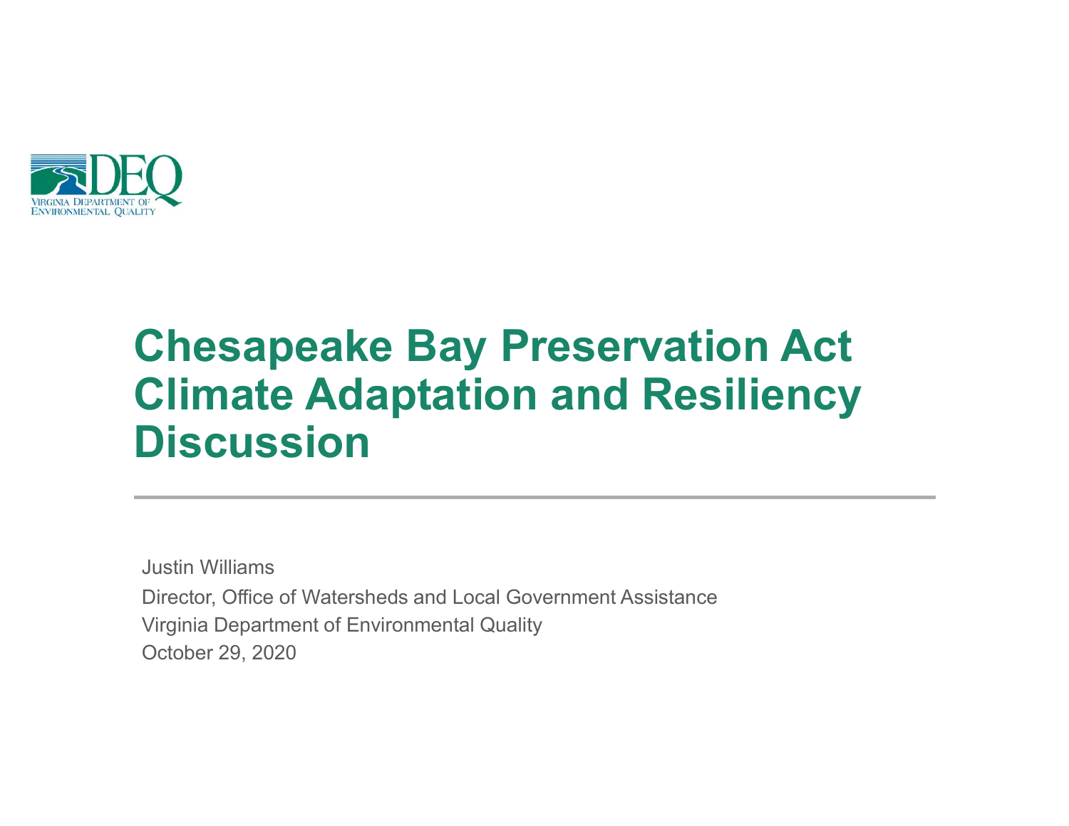VIRGINIA DEPARTMENT OF ENVIRONMENTAL QUALITY

# Chesapeake Bay Preservation Act Climate Adaptation and Resiliency Discussion

Justin Williams

Director, Office of Watersheds and Local Government Assistance

Virginia Department of Environmental Quality

October 29, 2020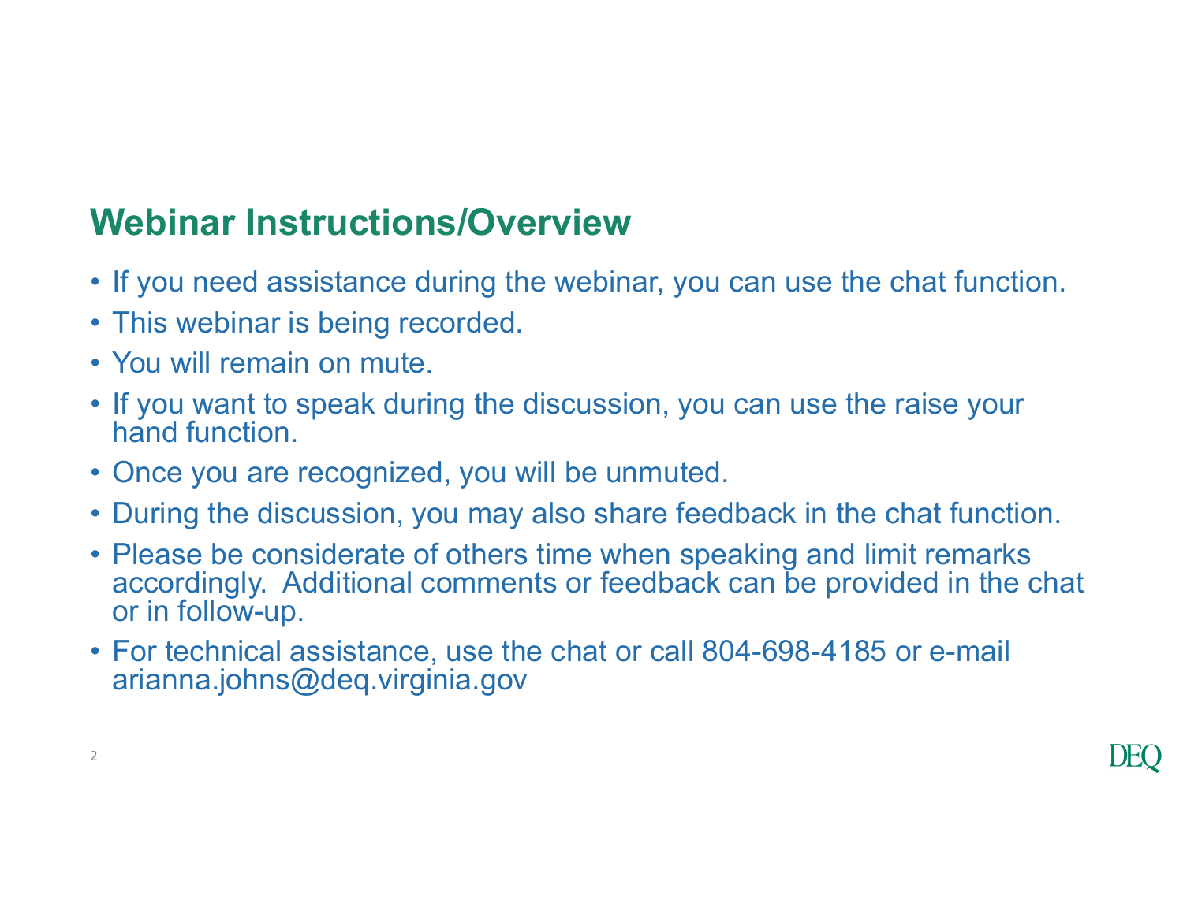## Webinar Instructions/Overview

- If you need assistance during the webinar, you can use the chat function.
- This webinar is being recorded.
- You will remain on mute.
- If you want to speak during the discussion, you can use the raise your hand function.
- Once you are recognized, you will be unmuted.
- During the discussion, you may also share feedback in the chat function.
- Please be considerate of others time when speaking and limit remarks accordingly. Additional comments or feedback can be provided in the chat or in follow-up.
- For technical assistance, use the chat or call 804-698-4185 or e-mail arianna.johns@deq.virginia.gov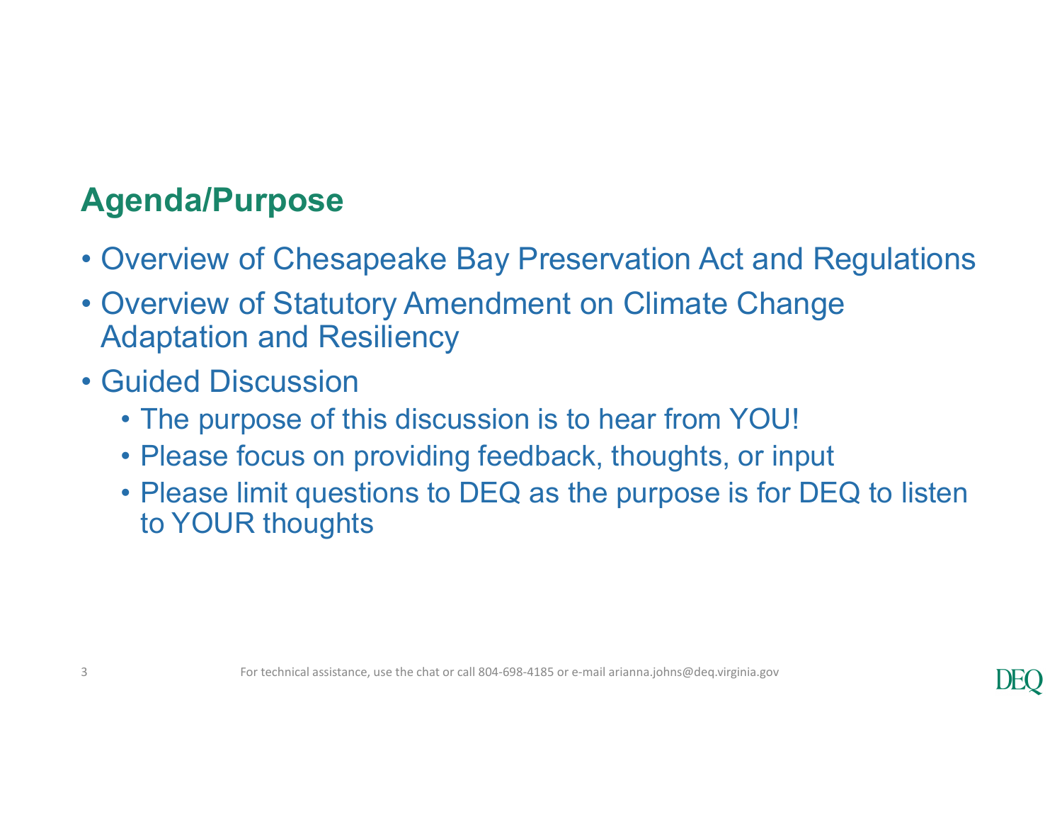## Agenda/Purpose

- Overview of Chesapeake Bay Preservation Act and Regulations
- Overview of Statutory Amendment on Climate Change Adaptation and Resiliency
- Guided Discussion
  - The purpose of this discussion is to hear from YOU!
  - Please focus on providing feedback, thoughts, or input
  - Please limit questions to DEQ as the purpose is for DEQ to listen to YOUR thoughts

For technical assistance, use the chat or call 804-698-4185 or e-mail arianna.johns@deq.virginia.gov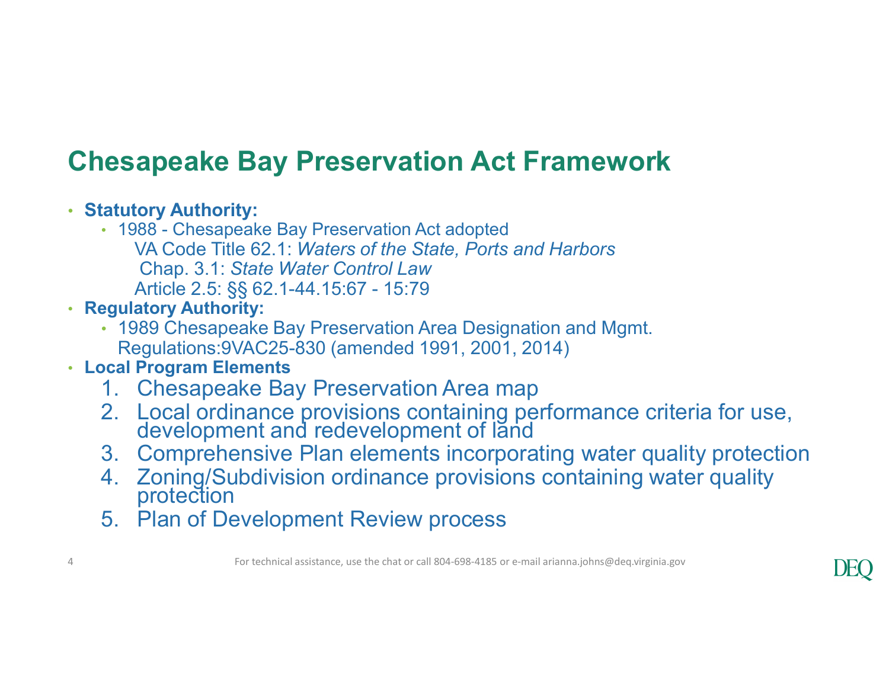# Chesapeake Bay Preservation Act Framework

- **Statutory Authority:**
  - 1988 - Chesapeake Bay Preservation Act adopted
    VA Code Title 62.1: *Waters of the State, Ports and Harbors*
    Chap. 3.1: *State Water Control Law*
    Article 2.5: §§ 62.1-44.15:67 - 15:79
- **Regulatory Authority:**
  - 1989 Chesapeake Bay Preservation Area Designation and Mgmt. Regulations:9VAC25-830 (amended 1991, 2001, 2014)
- **Local Program Elements**
  1. Chesapeake Bay Preservation Area map
  2. Local ordinance provisions containing performance criteria for use, development and redevelopment of land
  3. Comprehensive Plan elements incorporating water quality protection
  4. Zoning/Subdivision ordinance provisions containing water quality protection
  5. Plan of Development Review process

For technical assistance, use the chat or call 804-698-4185 or e-mail arianna.johns@deq.virginia.gov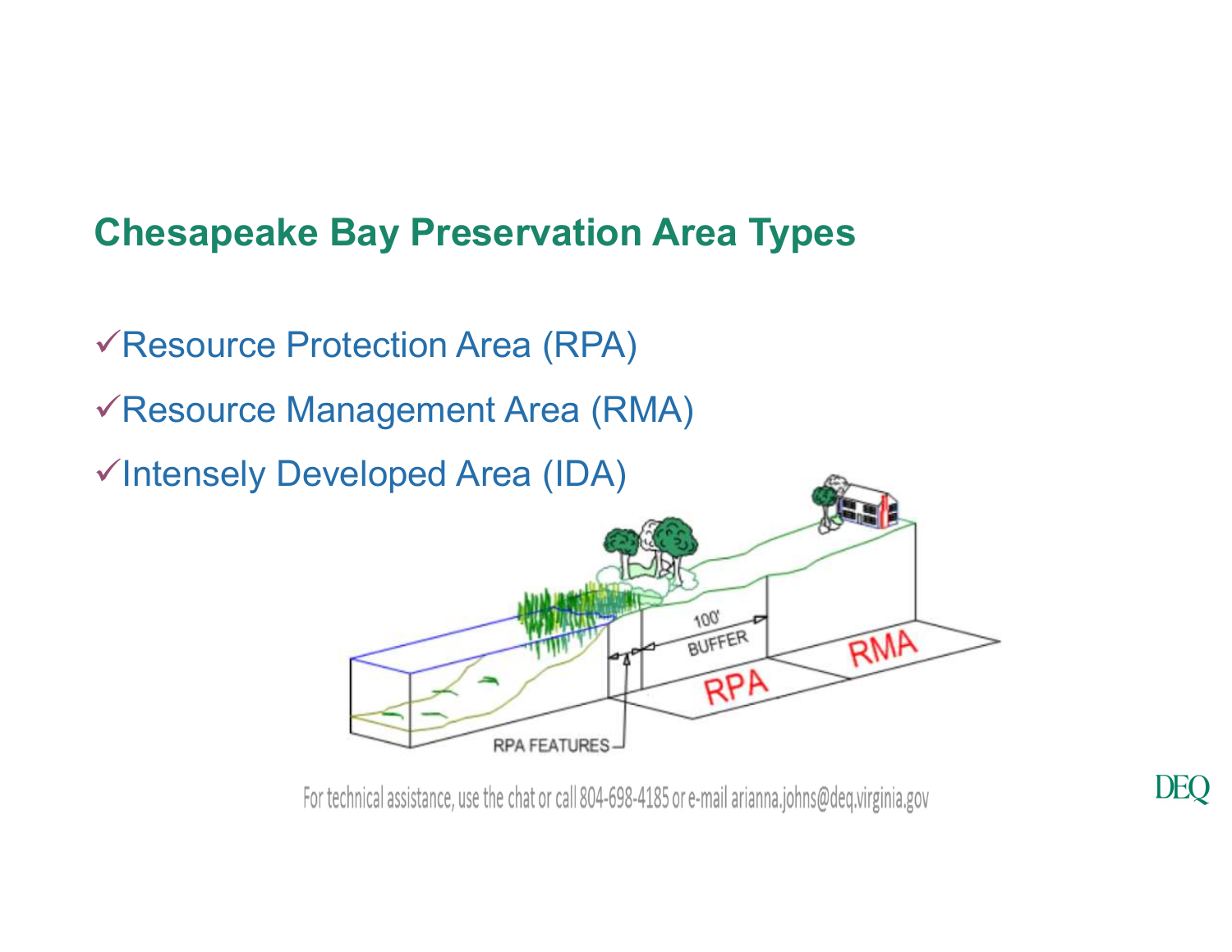## Chesapeake Bay Preservation Area Types

- ✓Resource Protection Area (RPA)
- ✓Resource Management Area (RMA)
- ✓Intensely Developed Area (IDA)

For technical assistance, use the chat or call 804-698-4185 or e-mail arianna.johns@deq.virginia.gov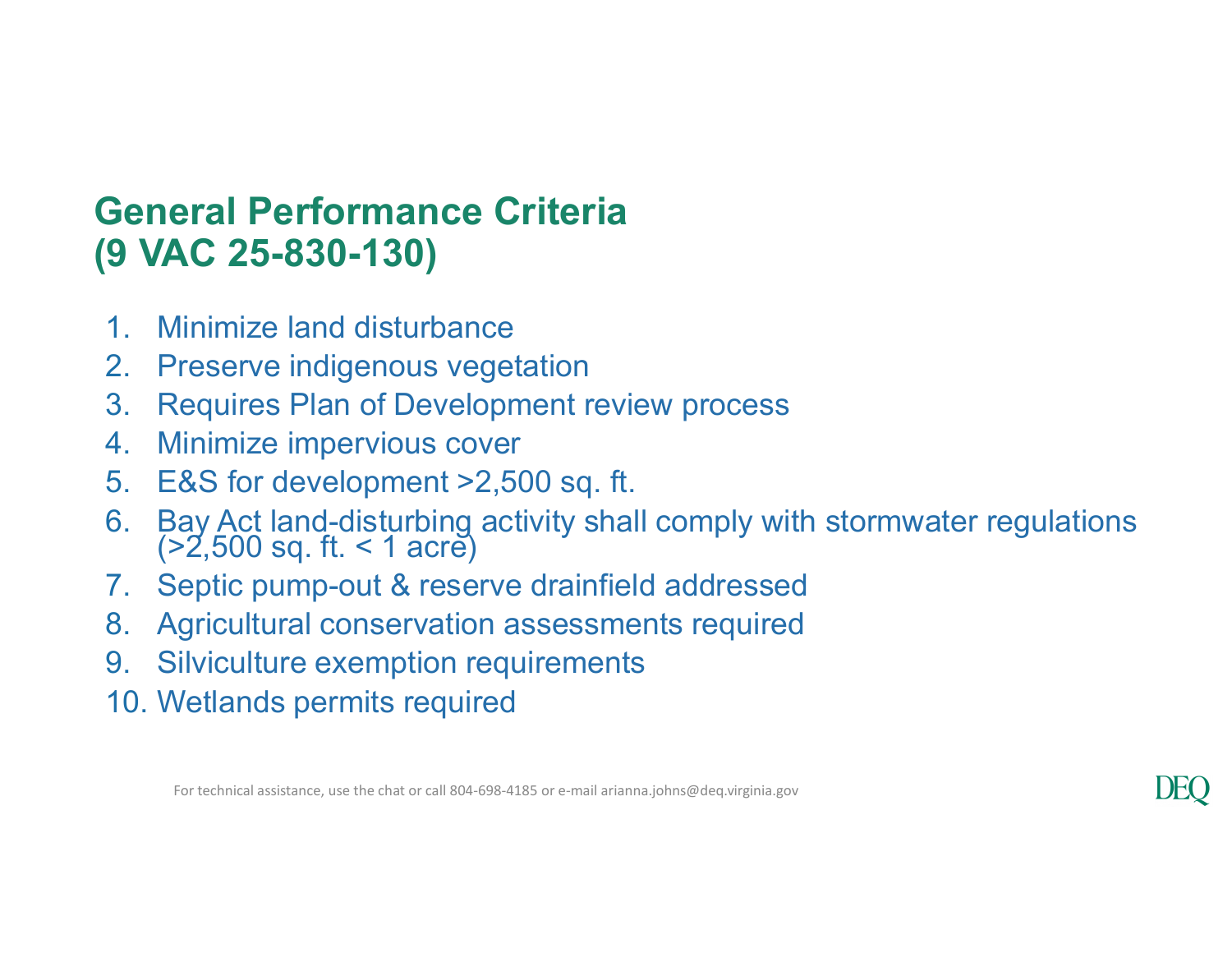# General Performance Criteria (9 VAC 25-830-130)

1. Minimize land disturbance
2. Preserve indigenous vegetation
3. Requires Plan of Development review process
4. Minimize impervious cover
5. E&S for development >2,500 sq. ft.
6. Bay Act land-disturbing activity shall comply with stormwater regulations (>2,500 sq. ft. < 1 acre)
7. Septic pump-out & reserve drainfield addressed
8. Agricultural conservation assessments required
9. Silviculture exemption requirements
10. Wetlands permits required

For technical assistance, use the chat or call 804-698-4185 or e-mail arianna.johns@deq.virginia.gov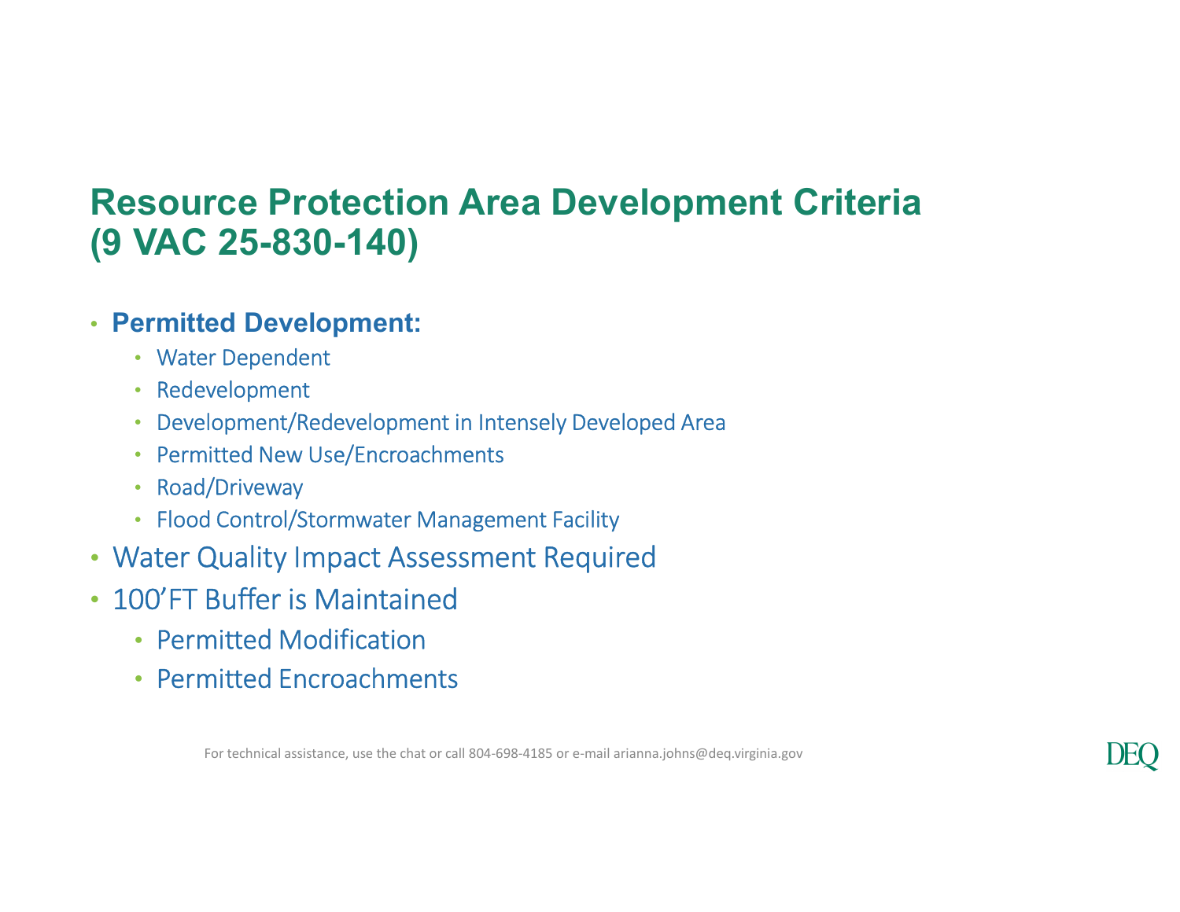# Resource Protection Area Development Criteria (9 VAC 25-830-140)

- **Permitted Development:**
  - Water Dependent
  - Redevelopment
  - Development/Redevelopment in Intensely Developed Area
  - Permitted New Use/Encroachments
  - Road/Driveway
  - Flood Control/Stormwater Management Facility
- Water Quality Impact Assessment Required
- 100'FT Buffer is Maintained
  - Permitted Modification
  - Permitted Encroachments

For technical assistance, use the chat or call 804-698-4185 or e-mail arianna.johns@deq.virginia.gov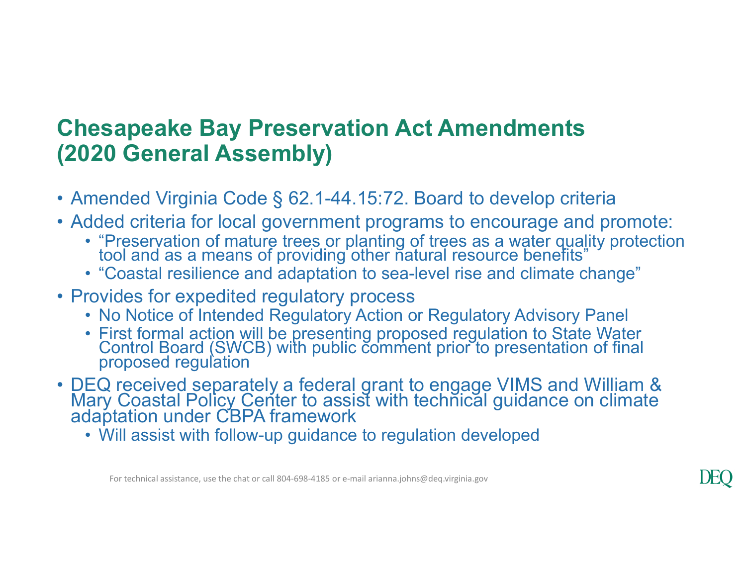# Chesapeake Bay Preservation Act Amendments (2020 General Assembly)

- Amended Virginia Code § 62.1-44.15:72. Board to develop criteria
- Added criteria for local government programs to encourage and promote:
  - "Preservation of mature trees or planting of trees as a water quality protection tool and as a means of providing other natural resource benefits"
  - "Coastal resilience and adaptation to sea-level rise and climate change"
- Provides for expedited regulatory process
  - No Notice of Intended Regulatory Action or Regulatory Advisory Panel
  - First formal action will be presenting proposed regulation to State Water Control Board (SWCB) with public comment prior to presentation of final proposed regulation
- DEQ received separately a federal grant to engage VIMS and William & Mary Coastal Policy Center to assist with technical guidance on climate adaptation under CBPA framework
  - Will assist with follow-up guidance to regulation developed

For technical assistance, use the chat or call 804-698-4185 or e-mail arianna.johns@deq.virginia.gov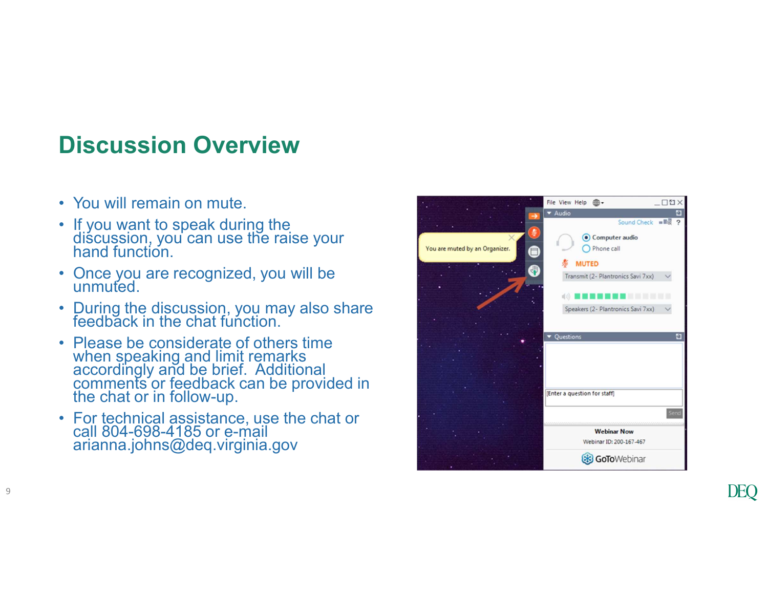# Discussion Overview

- You will remain on mute.
- If you want to speak during the discussion, you can use the raise your hand function.
- Once you are recognized, you will be unmuted.
- During the discussion, you may also share feedback in the chat function.
- Please be considerate of others time when speaking and limit remarks accordingly and be brief. Additional comments or feedback can be provided in the chat or in follow-up.
- For technical assistance, use the chat or call 804-698-4185 or e-mail arianna.johns@deq.virginia.gov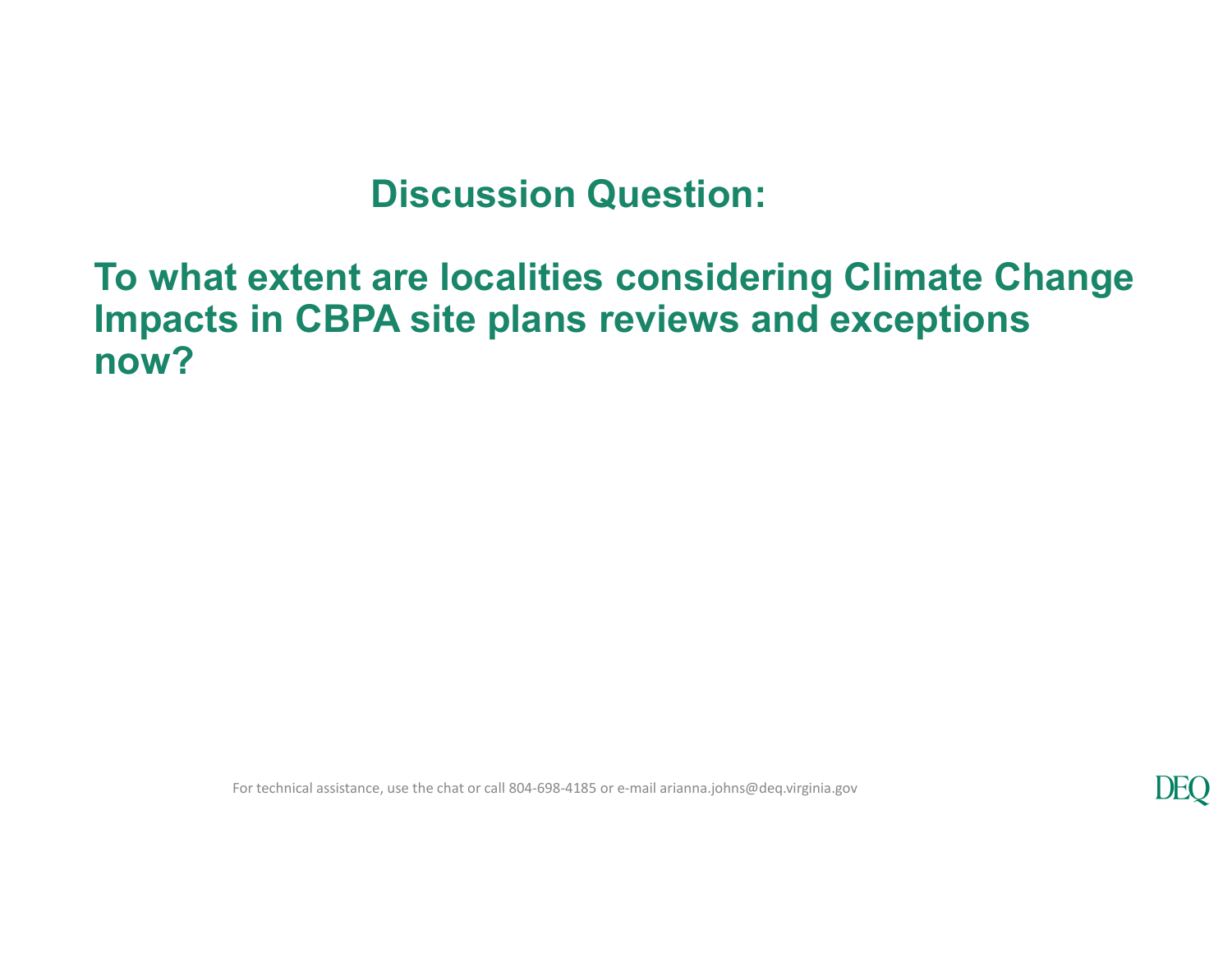## Discussion Question:

**To what extent are localities considering Climate Change Impacts in CBPA site plans reviews and exceptions now?**

For technical assistance, use the chat or call 804-698-4185 or e-mail arianna.johns@deq.virginia.gov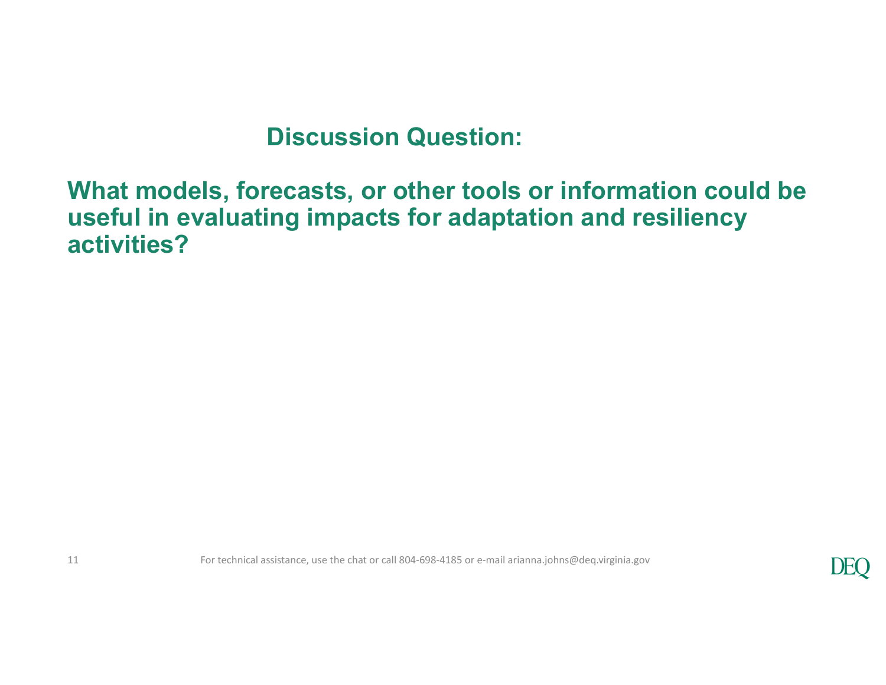## Discussion Question:

**What models, forecasts, or other tools or information could be useful in evaluating impacts for adaptation and resiliency activities?**

For technical assistance, use the chat or call 804-698-4185 or e-mail arianna.johns@deq.virginia.gov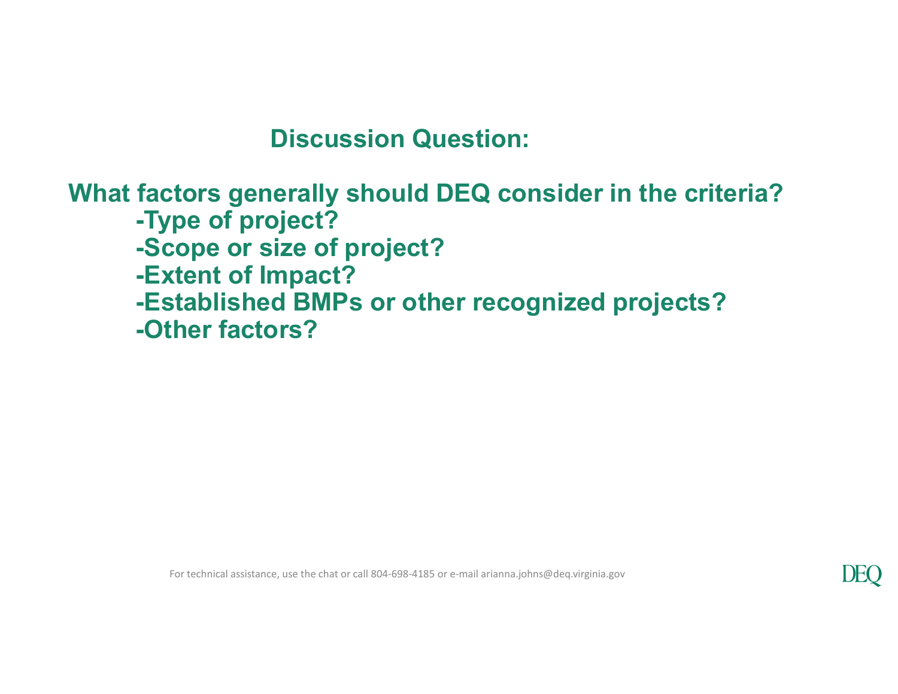## Discussion Question:

**What factors generally should DEQ consider in the criteria?**

- **Type of project?**
- **Scope or size of project?**
- **Extent of Impact?**
- **Established BMPs or other recognized projects?**
- **Other factors?**

For technical assistance, use the chat or call 804-698-4185 or e-mail arianna.johns@deq.virginia.gov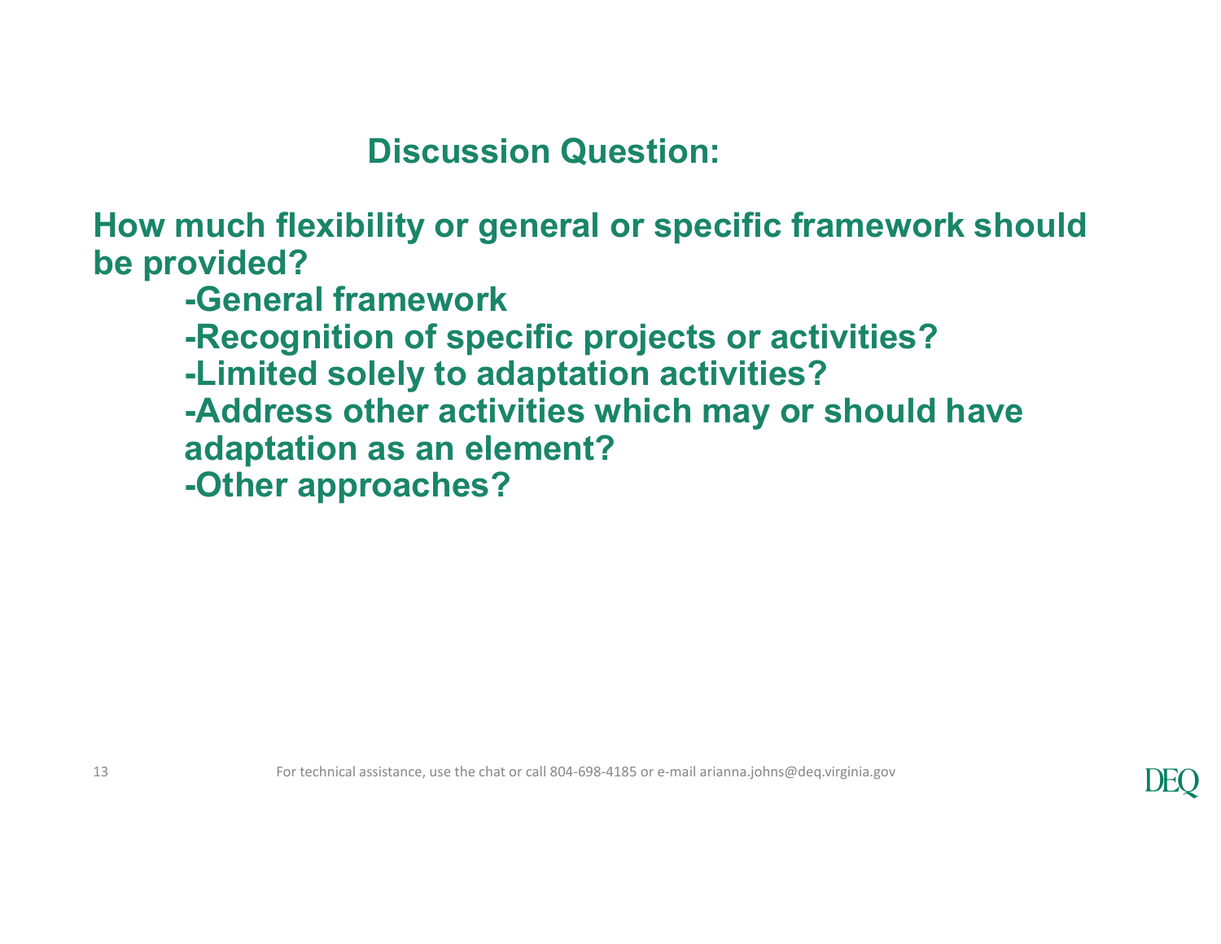## Discussion Question:

**How much flexibility or general or specific framework should be provided?**

- **General framework**
- **Recognition of specific projects or activities?**
- **Limited solely to adaptation activities?**
- **Address other activities which may or should have adaptation as an element?**
- **Other approaches?**

For technical assistance, use the chat or call 804-698-4185 or e-mail arianna.johns@deq.virginia.gov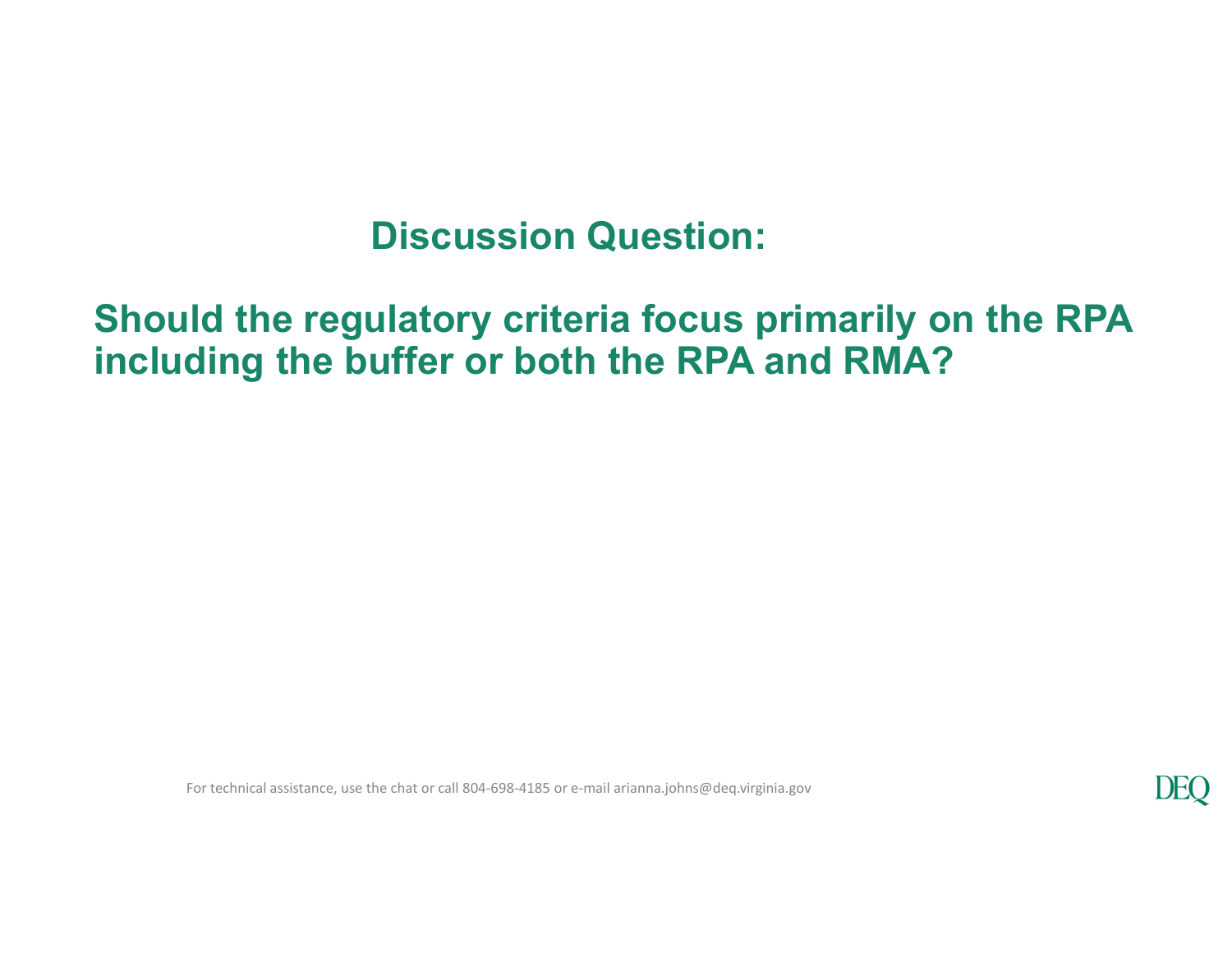## Discussion Question:

## Should the regulatory criteria focus primarily on the RPA including the buffer or both the RPA and RMA?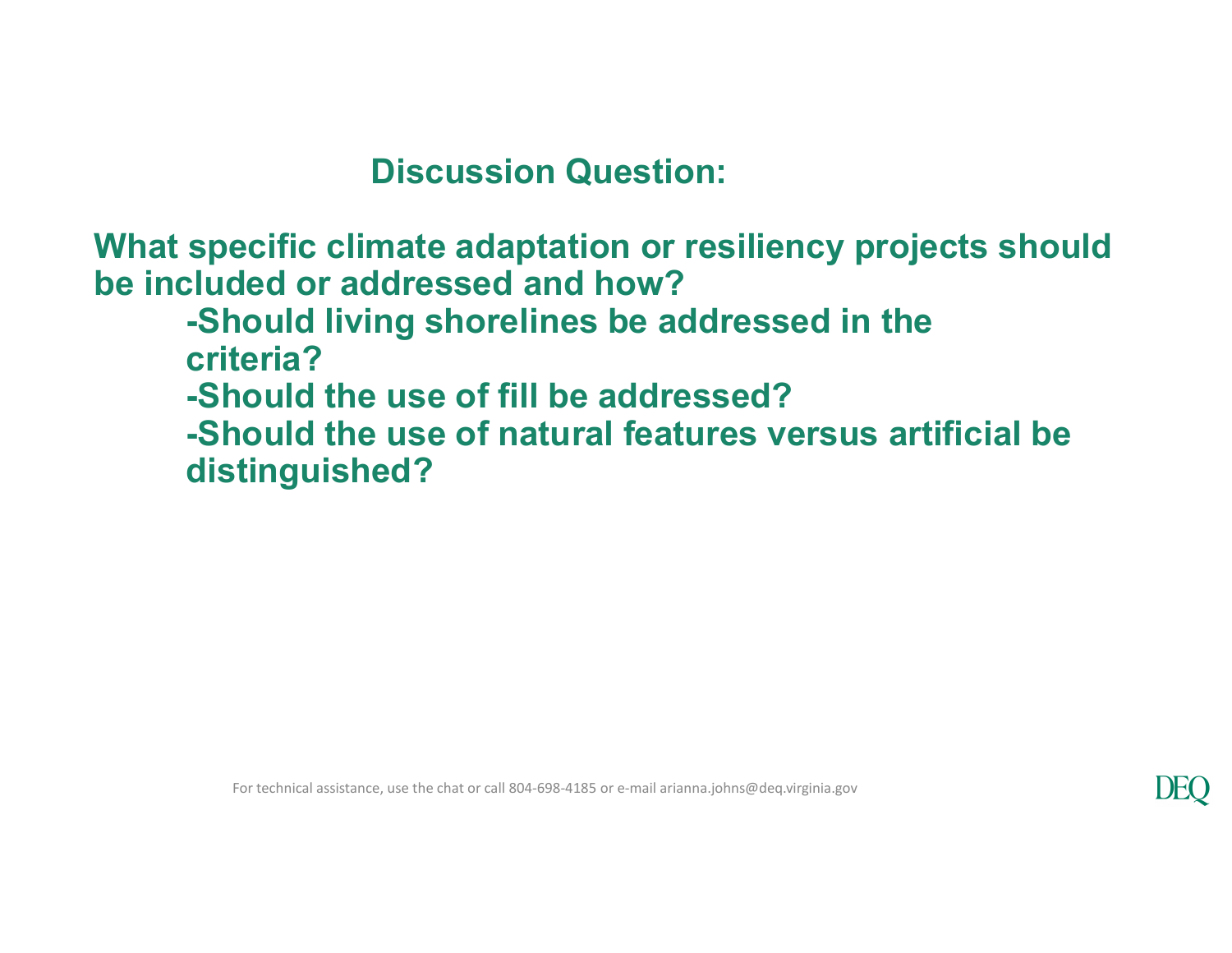## Discussion Question:

**What specific climate adaptation or resiliency projects should be included or addressed and how?**

- **Should living shorelines be addressed in the criteria?**
- **Should the use of fill be addressed?**
- **Should the use of natural features versus artificial be distinguished?**

For technical assistance, use the chat or call 804-698-4185 or e-mail arianna.johns@deq.virginia.gov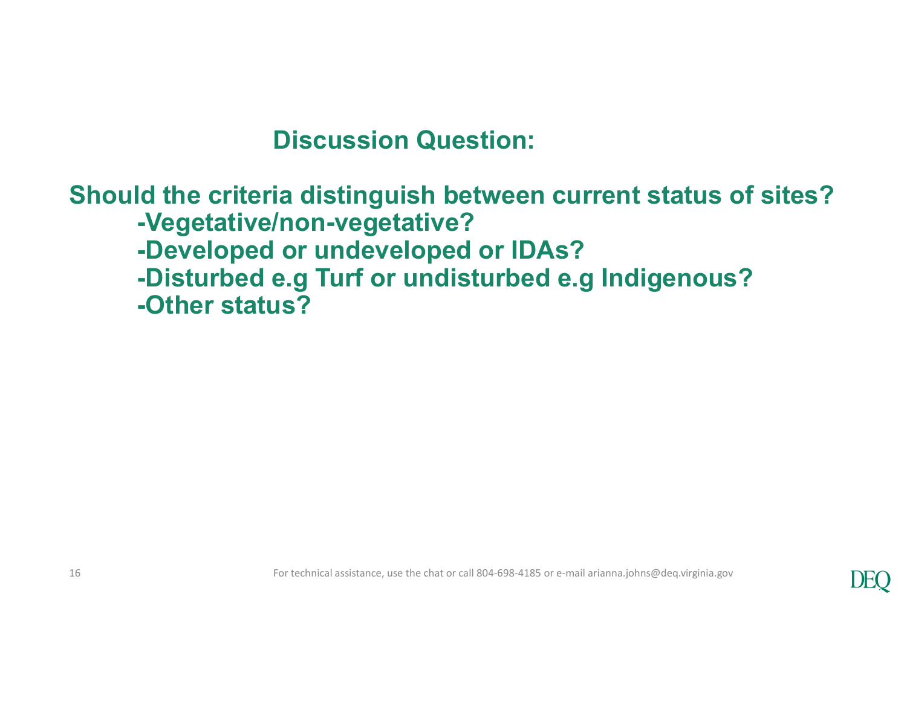## Discussion Question:

**Should the criteria distinguish between current status of sites?**

- **Vegetative/non-vegetative?**
- **Developed or undeveloped or IDAs?**
- **Disturbed e.g Turf or undisturbed e.g Indigenous?**
- **Other status?**

For technical assistance, use the chat or call 804-698-4185 or e-mail arianna.johns@deq.virginia.gov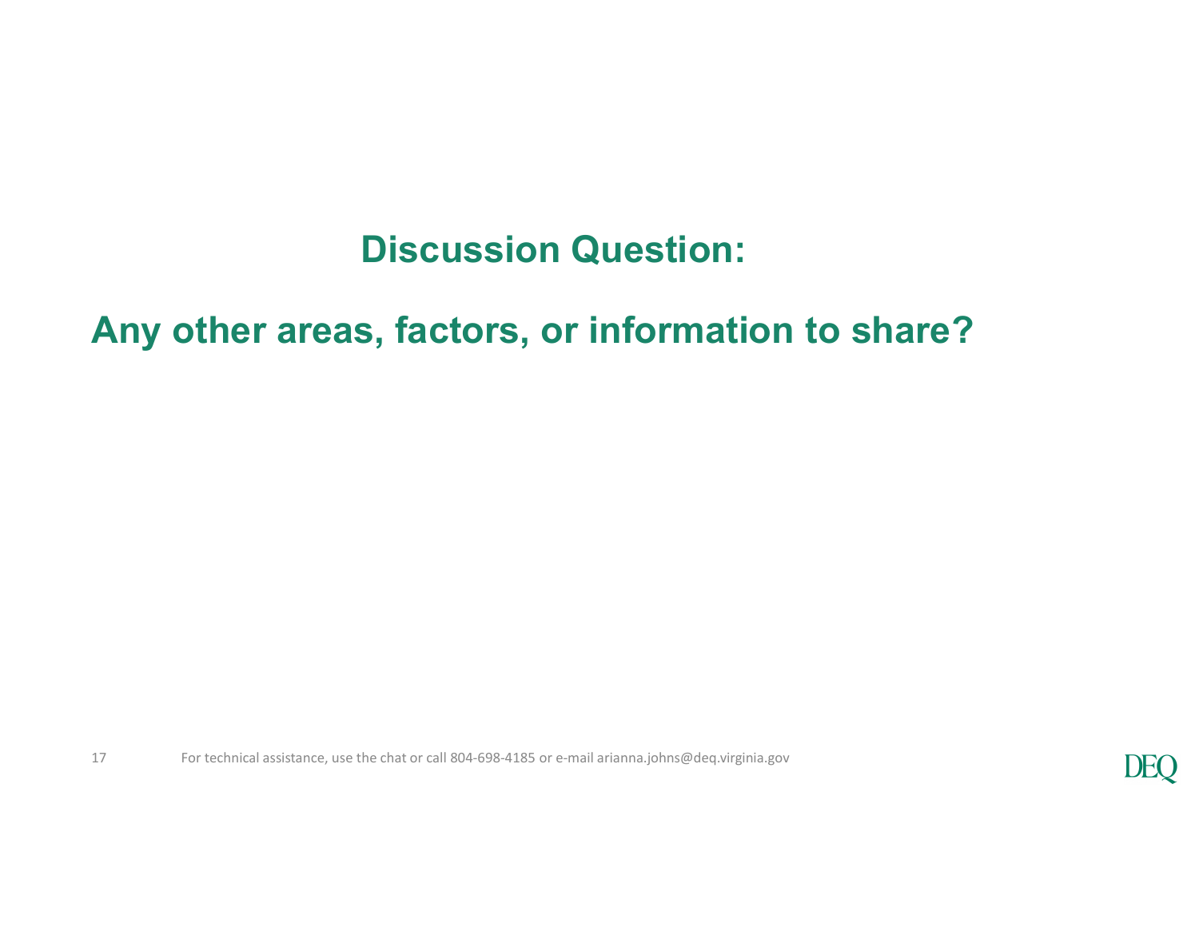## Discussion Question:

## Any other areas, factors, or information to share?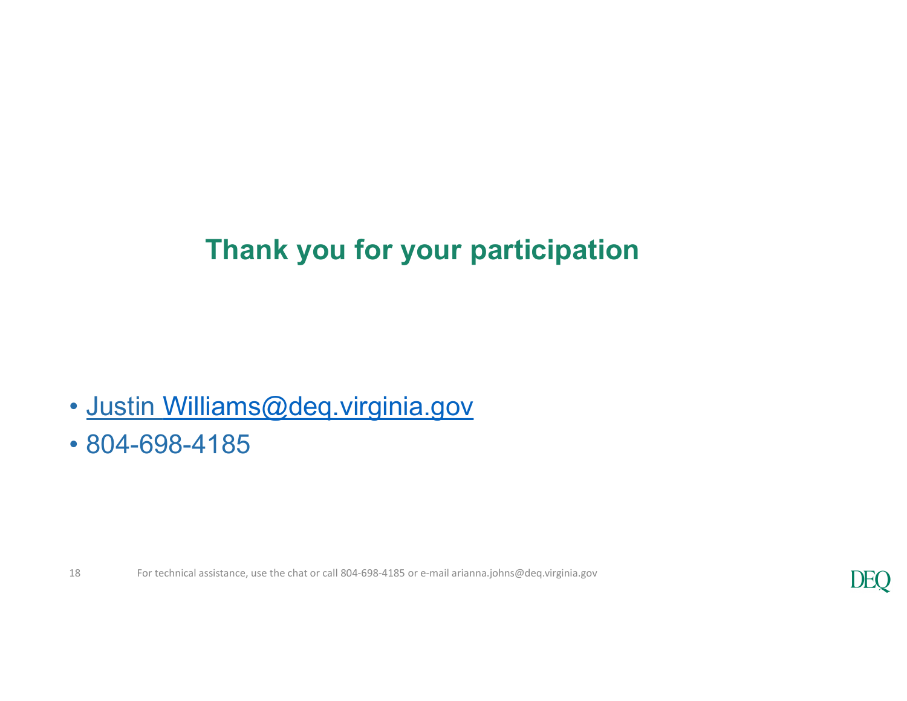## Thank you for your participation

- Justin Williams@deq.virginia.gov
- 804-698-4185

For technical assistance, use the chat or call 804-698-4185 or e-mail arianna.johns@deq.virginia.gov

DEQ